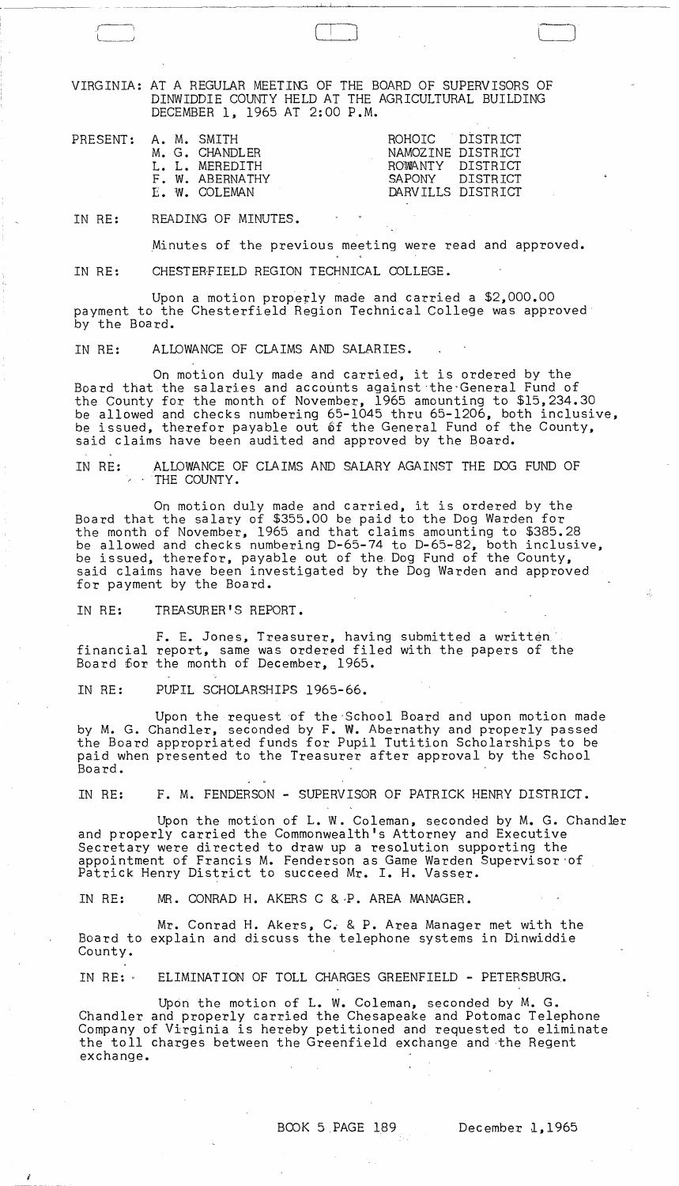VIRGINIA: AT A REGULAR MEETING OF THE BOARD OF SUPERVISORS OF DINWIDDIE COUNTY HELD AT THE AGRICULTURAL BUILDING DECEMBER 1, 1965 AT 2:00 P.M.

| PRESENT: | A. M. SMITH | ROHOIC DISTRICT |
|---|---|---|
| | M. G. CHANDLER | NAMOZINE DISTRICT |
| | L. L. MEREDITH | ROWANTY DISTRICT |
| | F. W. ABERNATHY | SAPONY DISTRICT |
| | E. W. COLEMAN | DARVILLS DISTRICT |

IN RE: READING OF MINUTES.

Minutes of the previous meeting were read and approved.

IN RE: CHESTERFIELD REGION TECHNICAL COLLEGE.

Upon a motion properly made and carried a $2,000.00 payment to the Chesterfield Region Technical College was approved by the Board.

IN RE: ALLOWANCE OF CLAIMS AND SALARIES.

On motion duly made and carried, it is ordered by the Board that the salaries and accounts against the General Fund of the County for the month of November, 1965 amounting to $15,234.30 be allowed and checks numbering 65-1045 thru 65-1206, both inclusive, be issued, therefor payable out of the General Fund of the County, said claims have been audited and approved by the Board.

IN RE: ALLOWANCE OF CLAIMS AND SALARY AGAINST THE DOG FUND OF THE COUNTY.

On motion duly made and carried, it is ordered by the Board that the salary of $355.00 be paid to the Dog Warden for the month of November, 1965 and that claims amounting to $385.28 be allowed and checks numbering D-65-74 to D-65-82, both inclusive, be issued, therefor, payable out of the Dog Fund of the County, said claims have been investigated by the Dog Warden and approved for payment by the Board.

IN RE: TREASURER'S REPORT.

F. E. Jones, Treasurer, having submitted a written financial report, same was ordered filed with the papers of the Board for the month of December, 1965.

IN RE: PUPIL SCHOLARSHIPS 1965-66.

Upon the request of the School Board and upon motion made by M. G. Chandler, seconded by F. W. Abernathy and properly passed the Board appropriated funds for Pupil Tutition Scholarships to be paid when presented to the Treasurer after approval by the School Board.

IN RE: F. M. FENDERSON - SUPERVISOR OF PATRICK HENRY DISTRICT.

Upon the motion of L. W. Coleman, seconded by M. G. Chandler and properly carried the Commonwealth's Attorney and Executive Secretary were directed to draw up a resolution supporting the appointment of Francis M. Fenderson as Game Warden Supervisor of Patrick Henry District to succeed Mr. I. H. Vasser.

IN RE: MR. CONRAD H. AKERS C & P. AREA MANAGER.

Mr. Conrad H. Akers, C. & P. Area Manager met with the Board to explain and discuss the telephone systems in Dinwiddie County.

IN RE: ELIMINATION OF TOLL CHARGES GREENFIELD - PETERSBURG.

Upon the motion of L. W. Coleman, seconded by M. G. Chandler and properly carried the Chesapeake and Potomac Telephone Company of Virginia is hereby petitioned and requested to eliminate the toll charges between the Greenfield exchange and the Regent exchange.

BOOK 5 PAGE 189 December 1,1965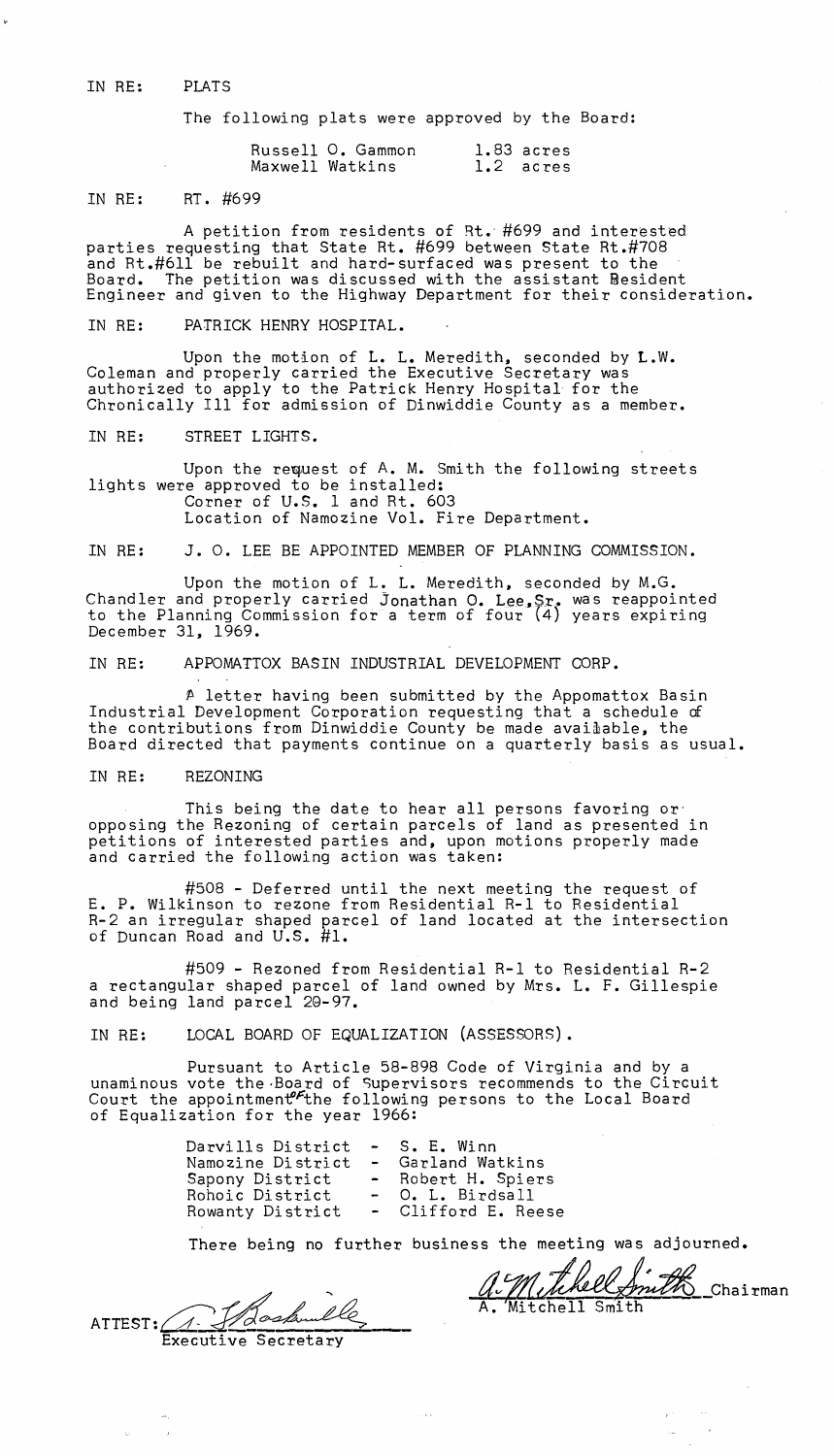IN RE: PLATS

The following plats were approved by the Board:

| | |
|---|---|
| Russell O. Gammon | 1.83 acres |
| Maxwell Watkins | 1.2 acres |

IN RE: RT. #699

A petition from residents of Rt. #699 and interested parties requesting that State Rt. #699 between State Rt.#708 and Rt.#611 be rebuilt and hard-surfaced was present to the Board. The petition was discussed with the assistant Resident Engineer and given to the Highway Department for their consideration.

IN RE: PATRICK HENRY HOSPITAL.

Upon the motion of L. L. Meredith, seconded by L.W. Coleman and properly carried the Executive Secretary was authorized to apply to the Patrick Henry Hospital for the Chronically Ill for admission of Dinwiddie County as a member.

IN RE: STREET LIGHTS.

Upon the request of A. M. Smith the following streets lights were approved to be installed:
Corner of U.S. 1 and Rt. 603
Location of Namozine Vol. Fire Department.

IN RE: J. O. LEE BE APPOINTED MEMBER OF PLANNING COMMISSION.

Upon the motion of L. L. Meredith, seconded by M.G. Chandler and properly carried Jonathan O. Lee,Sr. was reappointed to the Planning Commission for a term of four (4) years expiring December 31, 1969.

IN RE: APPOMATTOX BASIN INDUSTRIAL DEVELOPMENT CORP.

A letter having been submitted by the Appomattox Basin Industrial Development Corporation requesting that a schedule of the contributions from Dinwiddie County be made available, the Board directed that payments continue on a quarterly basis as usual.

IN RE: REZONING

This being the date to hear all persons favoring or opposing the Rezoning of certain parcels of land as presented in petitions of interested parties and, upon motions properly made and carried the following action was taken:

#508 - Deferred until the next meeting the request of E. P. Wilkinson to rezone from Residential R-1 to Residential R-2 an irregular shaped parcel of land located at the intersection of Duncan Road and U.S. #1.

#509 - Rezoned from Residential R-1 to Residential R-2 a rectangular shaped parcel of land owned by Mrs. L. F. Gillespie and being land parcel 20-97.

IN RE: LOCAL BOARD OF EQUALIZATION (ASSESSORS).

Pursuant to Article 58-898 Code of Virginia and by a unaminous vote the Board of Supervisors recommends to the Circuit Court the appointment of the following persons to the Local Board of Equalization for the year 1966:

| | |
|---|---|
| Darvills District | - S. E. Winn |
| Namozine District | - Garland Watkins |
| Sapony District | - Robert H. Spiers |
| Rohoic District | - O. L. Birdsall |
| Rowanty District | - Clifford E. Reese |

There being no further business the meeting was adjourned.

A. Mitchell Smith
A. Mitchell Smith Chairman

ATTEST: A. J. Boshnelle
Executive Secretary